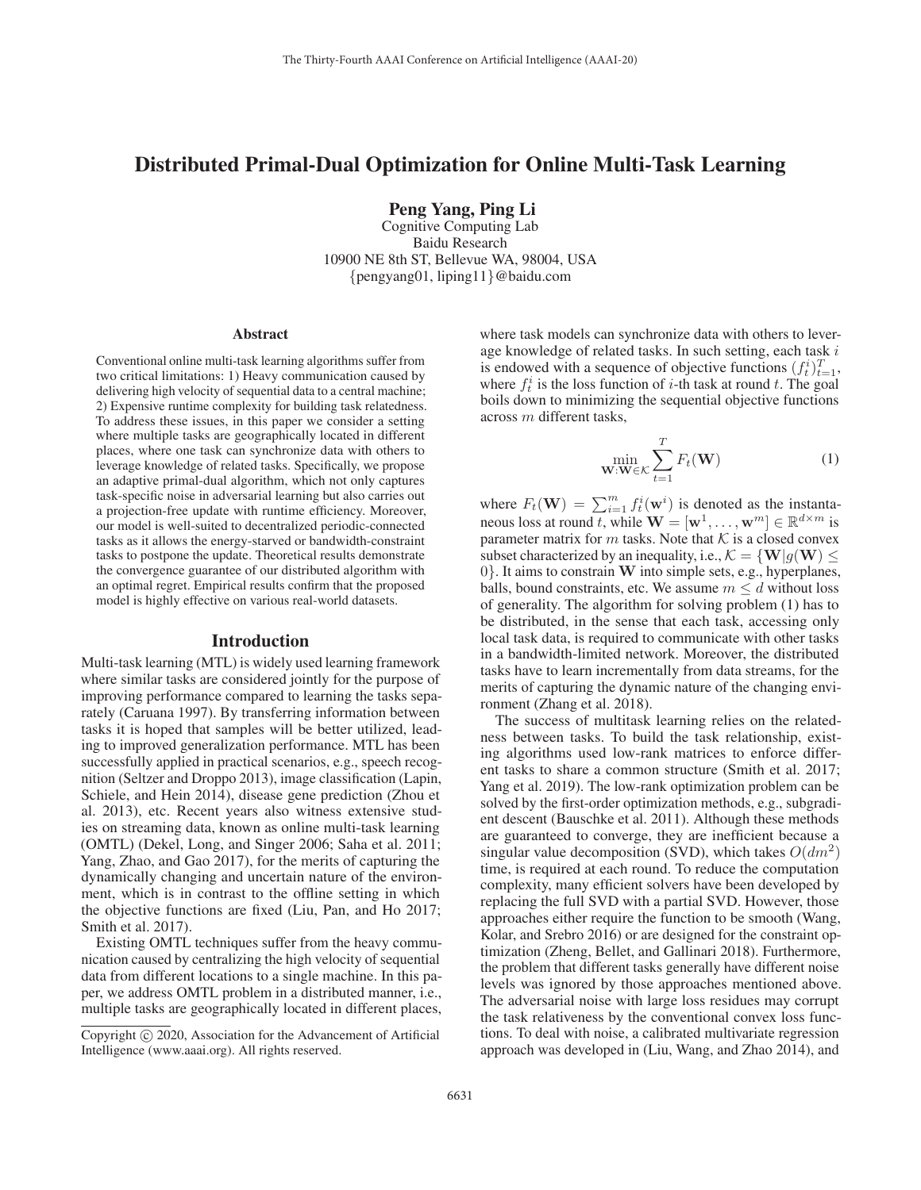# Distributed Primal-Dual Optimization for Online Multi-Task Learning

**Peng Yang, Ping Li**
Cognitive Computing Lab
Baidu Research
10900 NE 8th ST, Bellevue WA, 98004, USA
{pengyang01, liping11}@baidu.com

## Abstract

Conventional online multi-task learning algorithms suffer from two critical limitations: 1) Heavy communication caused by delivering high velocity of sequential data to a central machine; 2) Expensive runtime complexity for building task relatedness. To address these issues, in this paper we consider a setting where multiple tasks are geographically located in different places, where one task can synchronize data with others to leverage knowledge of related tasks. Specifically, we propose an adaptive primal-dual algorithm, which not only captures task-specific noise in adversarial learning but also carries out a projection-free update with runtime efficiency. Moreover, our model is well-suited to decentralized periodic-connected tasks as it allows the energy-starved or bandwidth-constraint tasks to postpone the update. Theoretical results demonstrate the convergence guarantee of our distributed algorithm with an optimal regret. Empirical results confirm that the proposed model is highly effective on various real-world datasets.

## Introduction

Multi-task learning (MTL) is widely used learning framework where similar tasks are considered jointly for the purpose of improving performance compared to learning the tasks separately (Caruana 1997). By transferring information between tasks it is hoped that samples will be better utilized, leading to improved generalization performance. MTL has been successfully applied in practical scenarios, e.g., speech recognition (Seltzer and Droppo 2013), image classification (Lapin, Schiele, and Hein 2014), disease gene prediction (Zhou et al. 2013), etc. Recent years also witness extensive studies on streaming data, known as online multi-task learning (OMTL) (Dekel, Long, and Singer 2006; Saha et al. 2011; Yang, Zhao, and Gao 2017), for the merits of capturing the dynamically changing and uncertain nature of the environment, which is in contrast to the offline setting in which the objective functions are fixed (Liu, Pan, and Ho 2017; Smith et al. 2017).

Existing OMTL techniques suffer from the heavy communication caused by centralizing the high velocity of sequential data from different locations to a single machine. In this paper, we address OMTL problem in a distributed manner, i.e., multiple tasks are geographically located in different places, where task models can synchronize data with others to leverage knowledge of related tasks. In such setting, each task $i$ is endowed with a sequence of objective functions $(f_t^i)_{t=1}^T$, where $f_t^i$ is the loss function of $i$-th task at round $t$. The goal boils down to minimizing the sequential objective functions across $m$ different tasks,

$$\min_{\mathbf{W}:\mathbf{W}\in\mathcal{K}} \sum_{t=1}^{T} F_t(\mathbf{W}) \tag{1}$$

where $F_t(\mathbf{W}) = \sum_{i=1}^m f_t^i(\mathbf{w}^i)$ is denoted as the instantaneous loss at round $t$, while $\mathbf{W} = [\mathbf{w}^1, \ldots, \mathbf{w}^m] \in \mathbb{R}^{d\times m}$ is parameter matrix for $m$ tasks. Note that $\mathcal{K}$ is a closed convex subset characterized by an inequality, i.e., $\mathcal{K} = \{\mathbf{W}|g(\mathbf{W}) \leq 0\}$. It aims to constrain $\mathbf{W}$ into simple sets, e.g., hyperplanes, balls, bound constraints, etc. We assume $m \leq d$ without loss of generality. The algorithm for solving problem (1) has to be distributed, in the sense that each task, accessing only local task data, is required to communicate with other tasks in a bandwidth-limited network. Moreover, the distributed tasks have to learn incrementally from data streams, for the merits of capturing the dynamic nature of the changing environment (Zhang et al. 2018).

The success of multitask learning relies on the relatedness between tasks. To build the task relationship, existing algorithms used low-rank matrices to enforce different tasks to share a common structure (Smith et al. 2017; Yang et al. 2019). The low-rank optimization problem can be solved by the first-order optimization methods, e.g., subgradient descent (Bauschke et al. 2011). Although these methods are guaranteed to converge, they are inefficient because a singular value decomposition (SVD), which takes $O(dm^2)$ time, is required at each round. To reduce the computation complexity, many efficient solvers have been developed by replacing the full SVD with a partial SVD. However, those approaches either require the function to be smooth (Wang, Kolar, and Srebro 2016) or are designed for the constraint optimization (Zheng, Bellet, and Gallinari 2018). Furthermore, the problem that different tasks generally have different noise levels was ignored by those approaches mentioned above. The adversarial noise with large loss residues may corrupt the task relativeness by the conventional convex loss functions. To deal with noise, a calibrated multivariate regression approach was developed in (Liu, Wang, and Zhao 2014), and

Copyright © 2020, Association for the Advancement of Artificial Intelligence (www.aaai.org). All rights reserved.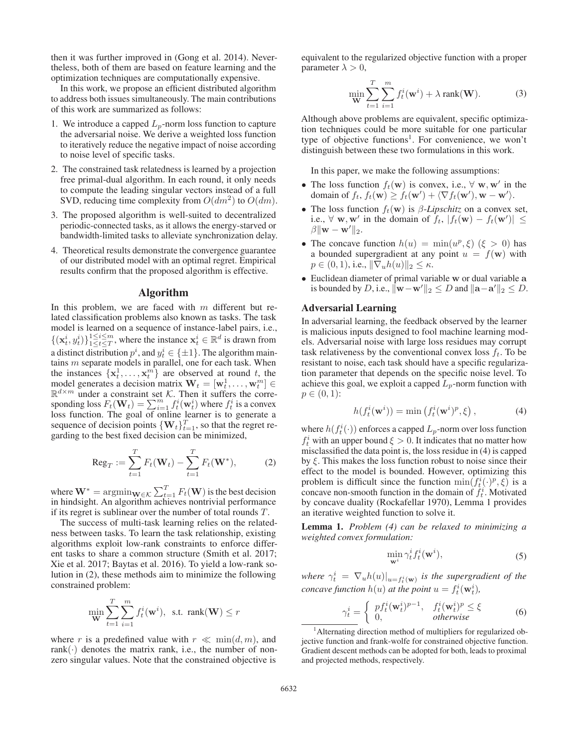then it was further improved in (Gong et al. 2014). Nevertheless, both of them are based on feature learning and the optimization techniques are computationally expensive.

In this work, we propose an efficient distributed algorithm to address both issues simultaneously. The main contributions of this work are summarized as follows:

1. We introduce a capped $L_p$-norm loss function to capture the adversarial noise. We derive a weighted loss function to iteratively reduce the negative impact of noise according to noise level of specific tasks.
2. The constrained task relatedness is learned by a projection free primal-dual algorithm. In each round, it only needs to compute the leading singular vectors instead of a full SVD, reducing time complexity from $O(dm^2)$ to $O(dm)$.
3. The proposed algorithm is well-suited to decentralized periodic-connected tasks, as it allows the energy-starved or bandwidth-limited tasks to alleviate synchronization delay.
4. Theoretical results demonstrate the convergence guarantee of our distributed model with an optimal regret. Empirical results confirm that the proposed algorithm is effective.

## Algorithm

In this problem, we are faced with $m$ different but related classification problems also known as tasks. The task model is learned on a sequence of instance-label pairs, i.e., $\{(\mathbf{x}_t^i, y_t^i)\}_{1\leq t\leq T}^{1\leq i\leq m}$, where the instance $\mathbf{x}_t^i \in \mathbb{R}^d$ is drawn from a distinct distribution $p^i$, and $y_t^i \in \{\pm 1\}$. The algorithm maintains $m$ separate models in parallel, one for each task. When the instances $\{\mathbf{x}_t^1, \ldots, \mathbf{x}_t^m\}$ are observed at round $t$, the model generates a decision matrix $\mathbf{W}_t = [\mathbf{w}_t^1, \ldots, \mathbf{w}_t^m] \in \mathbb{R}^{d\times m}$ under a constraint set $\mathcal{K}$. Then it suffers the corresponding loss $F_t(\mathbf{W}_t) = \sum_{i=1}^m f_t^i(\mathbf{w}_t^i)$ where $f_t^i$ is a convex loss function. The goal of online learner is to generate a sequence of decision points $\{\mathbf{W}_t\}_{t=1}^T$, so that the regret regarding to the best fixed decision can be minimized,

$$\text{Reg}_T := \sum_{t=1}^T F_t(\mathbf{W}_t) - \sum_{t=1}^T F_t(\mathbf{W}^*), \tag{2}$$

where $\mathbf{W}^* = \text{argmin}_{\mathbf{W}\in\mathcal{K}} \sum_{t=1}^T F_t(\mathbf{W})$ is the best decision in hindsight. An algorithm achieves nontrivial performance if its regret is sublinear over the number of total rounds $T$.

The success of multi-task learning relies on the relatedness between tasks. To learn the task relationship, existing algorithms exploit low-rank constraints to enforce different tasks to share a common structure (Smith et al. 2017; Xie et al. 2017; Baytas et al. 2016). To yield a low-rank solution in (2), these methods aim to minimize the following constrained problem:

$$\min_{\mathbf{W}} \sum_{t=1}^T \sum_{i=1}^m f_t^i(\mathbf{w}^i), \;\; \text{s.t. } \text{rank}(\mathbf{W}) \leq r$$

where $r$ is a predefined value with $r \ll \min(d, m)$, and rank$(\cdot)$ denotes the matrix rank, i.e., the number of nonzero singular values. Note that the constrained objective is equivalent to the regularized objective function with a proper parameter $\lambda > 0$,

$$\min_{\mathbf{W}} \sum_{t=1}^T \sum_{i=1}^m f_t^i(\mathbf{w}^i) + \lambda\, \text{rank}(\mathbf{W}). \tag{3}$$

Although above problems are equivalent, specific optimization techniques could be more suitable for one particular type of objective functions[1]. For convenience, we won't distinguish between these two formulations in this work.

In this paper, we make the following assumptions:

- The loss function $f_t(\mathbf{w})$ is convex, i.e., $\forall\ \mathbf{w}, \mathbf{w}'$ in the domain of $f_t$, $f_t(\mathbf{w}) \geq f_t(\mathbf{w}') + \langle \nabla f_t(\mathbf{w}'), \mathbf{w} - \mathbf{w}'\rangle$.
- The loss function $f_t(\mathbf{w})$ is $\beta$-*Lipschitz* on a convex set, i.e., $\forall\ \mathbf{w}, \mathbf{w}'$ in the domain of $f_t$, $|f_t(\mathbf{w}) - f_t(\mathbf{w}')| \leq \beta\|\mathbf{w} - \mathbf{w}'\|_2$.
- The concave function $h(u) = \min(u^p, \xi)$ $(\xi > 0)$ has a bounded supergradient at any point $u = f(\mathbf{w})$ with $p \in (0, 1)$, i.e., $\|\nabla_u h(u)\|_2 \leq \kappa$.
- Euclidean diameter of primal variable $\mathbf{w}$ or dual variable $\mathbf{a}$ is bounded by $D$, i.e., $\|\mathbf{w} - \mathbf{w}'\|_2 \leq D$ and $\|\mathbf{a} - \mathbf{a}'\|_2 \leq D$.

### Adversarial Learning

In adversarial learning, the feedback observed by the learner is malicious inputs designed to fool machine learning models. Adversarial noise with large loss residues may corrupt task relativeness by the conventional convex loss $f_t$. To be resistant to noise, each task should have a specific regularization parameter that depends on the specific noise level. To achieve this goal, we exploit a capped $L_p$-norm function with $p \in (0, 1)$:

$$h(f_t^i(\mathbf{w}^i)) = \min\left(f_t^i(\mathbf{w}^i)^p, \xi\right), \tag{4}$$

where $h(f_t^i(\cdot))$ enforces a capped $L_p$-norm over loss function $f_t^i$ with an upper bound $\xi > 0$. It indicates that no matter how misclassified the data point is, the loss residue in (4) is capped by $\xi$. This makes the loss function robust to noise since their effect to the model is bounded. However, optimizing this problem is difficult since the function $\min(f_t^i(\cdot)^p, \xi)$ is a concave non-smooth function in the domain of $f_t^i$. Motivated by concave duality (Rockafellar 1970), Lemma 1 provides an iterative weighted function to solve it.

**Lemma 1.** *Problem (4) can be relaxed to minimizing a weighted convex formulation:*

$$\min_{\mathbf{w}^i} \gamma_t^i f_t^i(\mathbf{w}^i), \tag{5}$$

*where* $\gamma_t^i = \nabla_u h(u)|_{u=f_t^i(\mathbf{w})}$ *is the supergradient of the concave function* $h(u)$ *at the point* $u = f_t^i(\mathbf{w}_t^i)$*,*

$$\gamma_t^i = \begin{cases} p f_t^i(\mathbf{w}_t^i)^{p-1}, & f_t^i(\mathbf{w}_t^i)^p \leq \xi \\ 0, & \textit{otherwise} \end{cases} \tag{6}$$

[1] Alternating direction method of multipliers for regularized objective function and frank-wolfe for constrained objective function. Gradient descent methods can be adopted for both, leads to proximal and projected methods, respectively.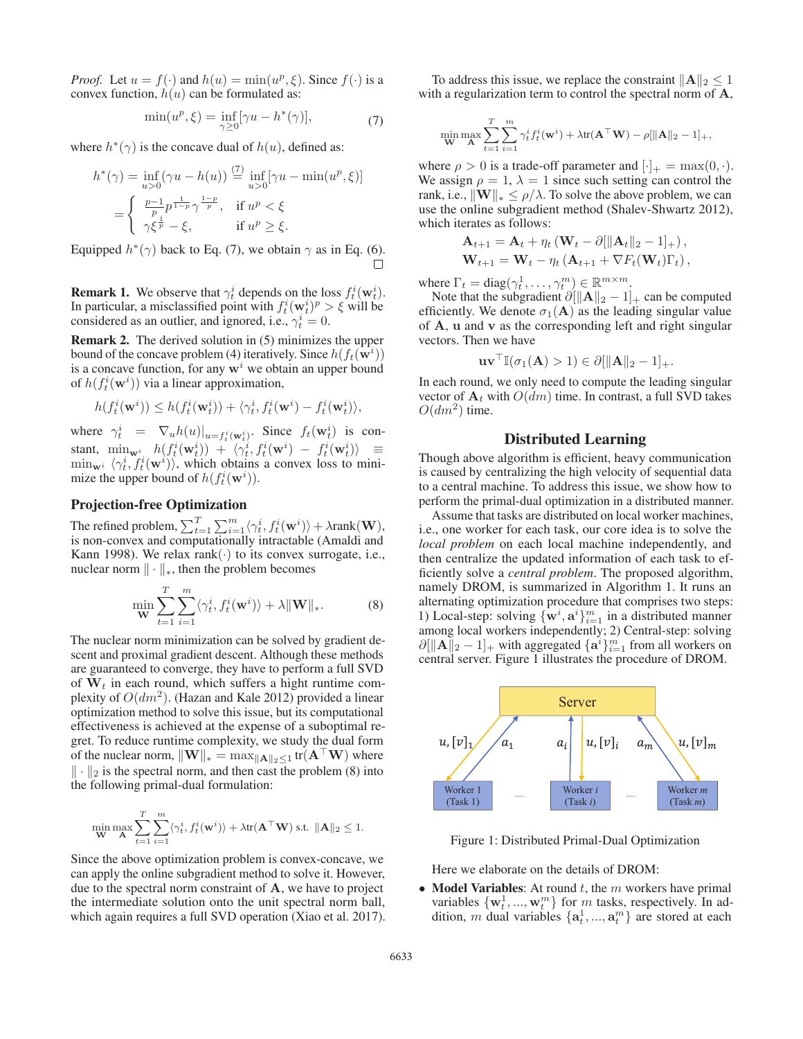*Proof.* Let $u = f(\cdot)$ and $h(u) = \min(u^p, \xi)$. Since $f(\cdot)$ is a convex function, $h(u)$ can be formulated as:

$$\min(u^p, \xi) = \inf_{\gamma \geq 0} [\gamma u - h^*(\gamma)], \tag{7}$$

where $h^*(\gamma)$ is the concave dual of $h(u)$, defined as:

$$h^*(\gamma) = \inf_{u>0} (\gamma u - h(u)) \overset{(7)}{=} \inf_{u>0} [\gamma u - \min(u^p, \xi)]$$
$$= \begin{cases} \frac{p-1}{p} p^{\frac{1}{1-p}} \gamma^{\frac{1-p}{p}}, & \text{if } u^p < \xi \\ \gamma \xi^{\frac{1}{p}} - \xi, & \text{if } u^p \geq \xi. \end{cases}$$

Equipped $h^*(\gamma)$ back to Eq. (7), we obtain $\gamma$ as in Eq. (6). $\square$

**Remark 1.** We observe that $\gamma_t^i$ depends on the loss $f_t^i(\mathbf{w}_t^i)$. In particular, a misclassified point with $f_t^i(\mathbf{w}_t^i)^p > \xi$ will be considered as an outlier, and ignored, i.e., $\gamma_t^i = 0$.

**Remark 2.** The derived solution in (5) minimizes the upper bound of the concave problem (4) iteratively. Since $h(f_t(\mathbf{w}^i))$ is a concave function, for any $\mathbf{w}^i$ we obtain an upper bound of $h(f_t^i(\mathbf{w}^i))$ via a linear approximation,

$$h(f_t^i(\mathbf{w}^i)) \leq h(f_t^i(\mathbf{w}_t^i)) + \langle \gamma_t^i, f_t^i(\mathbf{w}^i) - f_t^i(\mathbf{w}_t^i) \rangle,$$

where $\gamma_t^i = \nabla_u h(u)|_{u=f_t^i(\mathbf{w}_t^i)}$. Since $f_t(\mathbf{w}_t^i)$ is constant, $\min_{\mathbf{w}^i} \; h(f_t^i(\mathbf{w}_t^i)) + \langle \gamma_t^i, f_t^i(\mathbf{w}^i) - f_t^i(\mathbf{w}_t^i) \rangle \equiv \min_{\mathbf{w}^i} \langle \gamma_t^i, f_t^i(\mathbf{w}^i) \rangle$, which obtains a convex loss to minimize the upper bound of $h(f_t^i(\mathbf{w}^i))$.

## Projection-free Optimization

The refined problem, $\sum_{t=1}^T \sum_{i=1}^m \langle \gamma_t^i, f_t^i(\mathbf{w}^i) \rangle + \lambda \text{rank}(\mathbf{W})$, is non-convex and computationally intractable (Amaldi and Kann 1998). We relax rank$(\cdot)$ to its convex surrogate, i.e., nuclear norm $\|\cdot\|_*$, then the problem becomes

$$\min_{\mathbf{W}} \sum_{t=1}^T \sum_{i=1}^m \langle \gamma_t^i, f_t^i(\mathbf{w}^i) \rangle + \lambda \|\mathbf{W}\|_*. \tag{8}$$

The nuclear norm minimization can be solved by gradient descent and proximal gradient descent. Although these methods are guaranteed to converge, they have to perform a full SVD of $\mathbf{W}_t$ in each round, which suffers a hight runtime complexity of $O(dm^2)$. (Hazan and Kale 2012) provided a linear optimization method to solve this issue, but its computational effectiveness is achieved at the expense of a suboptimal regret. To reduce runtime complexity, we study the dual form of the nuclear norm, $\|\mathbf{W}\|_* = \max_{\|\mathbf{A}\|_2 \leq 1} \text{tr}(\mathbf{A}^\top \mathbf{W})$ where $\|\cdot\|_2$ is the spectral norm, and then cast the problem (8) into the following primal-dual formulation:

$$\min_{\mathbf{W}} \max_{\mathbf{A}} \sum_{t=1}^T \sum_{i=1}^m \langle \gamma_t^i, f_t^i(\mathbf{w}^i) \rangle + \lambda \text{tr}(\mathbf{A}^\top \mathbf{W}) \text{ s.t. } \|\mathbf{A}\|_2 \leq 1.$$

Since the above optimization problem is convex-concave, we can apply the online subgradient method to solve it. However, due to the spectral norm constraint of $\mathbf{A}$, we have to project the intermediate solution onto the unit spectral norm ball, which again requires a full SVD operation (Xiao et al. 2017).

To address this issue, we replace the constraint $\|\mathbf{A}\|_2 \leq 1$ with a regularization term to control the spectral norm of $\mathbf{A}$,

$$\min_{\mathbf{W}} \max_{\mathbf{A}} \sum_{t=1}^T \sum_{i=1}^m \gamma_t^i f_t^i(\mathbf{w}^i) + \lambda \text{tr}(\mathbf{A}^\top \mathbf{W}) - \rho [\|\mathbf{A}\|_2 - 1]_+,$$

where $\rho > 0$ is a trade-off parameter and $[\cdot]_+ = \max(0, \cdot)$. We assign $\rho = 1$, $\lambda = 1$ since such setting can control the rank, i.e., $\|\mathbf{W}\|_* \leq \rho/\lambda$. To solve the above problem, we can use the online subgradient method (Shalev-Shwartz 2012), which iterates as follows:

$$\mathbf{A}_{t+1} = \mathbf{A}_t + \eta_t \left( \mathbf{W}_t - \partial [\|\mathbf{A}_t\|_2 - 1]_+ \right),$$
$$\mathbf{W}_{t+1} = \mathbf{W}_t - \eta_t \left( \mathbf{A}_{t+1} + \nabla F_t(\mathbf{W}_t) \Gamma_t \right),$$

where $\Gamma_t = \text{diag}(\gamma_t^1, \ldots, \gamma_t^m) \in \mathbb{R}^{m \times m}$.

Note that the subgradient $\partial [\|\mathbf{A}\|_2 - 1]_+$ can be computed efficiently. We denote $\sigma_1(\mathbf{A})$ as the leading singular value of $\mathbf{A}$, $\mathbf{u}$ and $\mathbf{v}$ as the corresponding left and right singular vectors. Then we have

$$\mathbf{u}\mathbf{v}^\top \mathbb{I}(\sigma_1(\mathbf{A}) > 1) \in \partial [\|\mathbf{A}\|_2 - 1]_+.$$

In each round, we only need to compute the leading singular vector of $\mathbf{A}_t$ with $O(dm)$ time. In contrast, a full SVD takes $O(dm^2)$ time.

## Distributed Learning

Though above algorithm is efficient, heavy communication is caused by centralizing the high velocity of sequential data to a central machine. To address this issue, we show how to perform the primal-dual optimization in a distributed manner.

Assume that tasks are distributed on local worker machines, i.e., one worker for each task, our core idea is to solve the *local problem* on each local machine independently, and then centralize the updated information of each task to efficiently solve a *central problem*. The proposed algorithm, namely DROM, is summarized in Algorithm 1. It runs an alternating optimization procedure that comprises two steps: 1) Local-step: solving $\{\mathbf{w}^i, \mathbf{a}^i\}_{i=1}^m$ in a distributed manner among local workers independently; 2) Central-step: solving $\partial [\|\mathbf{A}\|_2 - 1]_+$ with aggregated $\{\mathbf{a}^i\}_{i=1}^m$ from all workers on central server. Figure 1 illustrates the procedure of DROM.

Figure 1: Distributed Primal-Dual Optimization

Here we elaborate on the details of DROM:

- **Model Variables**: At round $t$, the $m$ workers have primal variables $\{\mathbf{w}_t^1, ..., \mathbf{w}_t^m\}$ for $m$ tasks, respectively. In addition, $m$ dual variables $\{\mathbf{a}_t^1, ..., \mathbf{a}_t^m\}$ are stored at each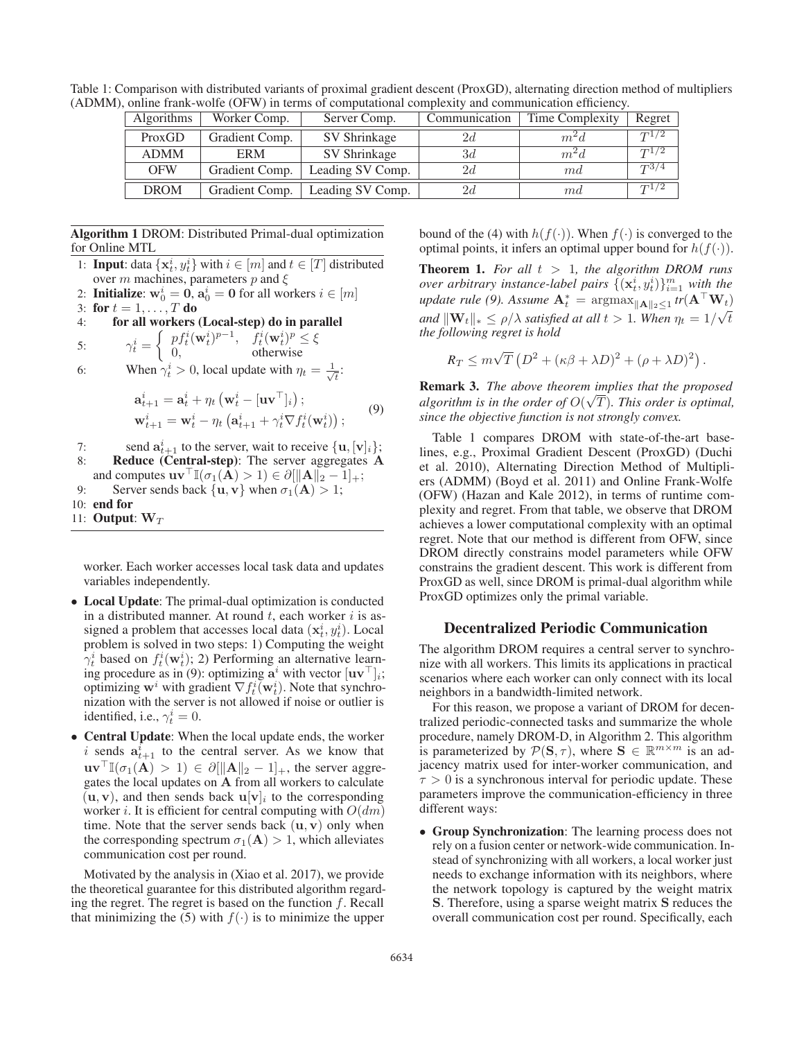Table 1: Comparison with distributed variants of proximal gradient descent (ProxGD), alternating direction method of multipliers (ADMM), online frank-wolfe (OFW) in terms of computational complexity and communication efficiency.

| Algorithms | Worker Comp. | Server Comp. | Communication | Time Complexity | Regret |
|---|---|---|---|---|---|
| ProxGD | Gradient Comp. | SV Shrinkage | $2d$ | $m^2d$ | $T^{1/2}$ |
| ADMM | ERM | SV Shrinkage | $3d$ | $m^2d$ | $T^{1/2}$ |
| OFW | Gradient Comp. | Leading SV Comp. | $2d$ | $md$ | $T^{3/4}$ |
| DROM | Gradient Comp. | Leading SV Comp. | $2d$ | $md$ | $T^{1/2}$ |

**Algorithm 1** DROM: Distributed Primal-dual optimization for Online MTL

1: **Input**: data $\{\mathbf{x}_t^i, y_t^i\}$ with $i \in [m]$ and $t \in [T]$ distributed over $m$ machines, parameters $p$ and $\xi$
2: **Initialize**: $\mathbf{w}_0^i = \mathbf{0}$, $\mathbf{a}_0^i = \mathbf{0}$ for all workers $i \in [m]$
3: **for** $t = 1, \ldots, T$ **do**
4: **for all workers (Local-step) do in parallel**
5: $\gamma_t^i = \begin{cases} p f_t^i(\mathbf{w}_t^i)^{p-1}, & f_t^i(\mathbf{w}_t^i)^p \le \xi \\ 0, & \text{otherwise} \end{cases}$
6: When $\gamma_t^i > 0$, local update with $\eta_t = \frac{1}{\sqrt{t}}$:

$$\begin{aligned} \mathbf{a}_{t+1}^i &= \mathbf{a}_t^i + \eta_t \left(\mathbf{w}_t^i - [\mathbf{u}\mathbf{v}^\top]_i\right); \\ \mathbf{w}_{t+1}^i &= \mathbf{w}_t^i - \eta_t \left(\mathbf{a}_{t+1}^i + \gamma_t^i \nabla f_t^i(\mathbf{w}_t^i)\right); \end{aligned} \tag{9}$$

7: send $\mathbf{a}_{t+1}^i$ to the server, wait to receive $\{\mathbf{u}, [\mathbf{v}]_i\}$;
8: **Reduce (Central-step)**: The server aggregates $\mathbf{A}$ and computes $\mathbf{u}\mathbf{v}^\top \mathbb{I}(\sigma_1(\mathbf{A}) > 1) \in \partial[\|\mathbf{A}\|_2 - 1]_+$;
9: Server sends back $\{\mathbf{u}, \mathbf{v}\}$ when $\sigma_1(\mathbf{A}) > 1$;
10: **end for**
11: **Output**: $\mathbf{W}_T$

worker. Each worker accesses local task data and updates variables independently.

- **Local Update**: The primal-dual optimization is conducted in a distributed manner. At round $t$, each worker $i$ is assigned a problem that accesses local data $(\mathbf{x}_t^i, y_t^i)$. Local problem is solved in two steps: 1) Computing the weight $\gamma_t^i$ based on $f_t^i(\mathbf{w}_t^i)$; 2) Performing an alternative learning procedure as in (9): optimizing $\mathbf{a}^i$ with vector $[\mathbf{u}\mathbf{v}^\top]_i$; optimizing $\mathbf{w}^i$ with gradient $\nabla f_t^i(\mathbf{w}_t^i)$. Note that synchronization with the server is not allowed if noise or outlier is identified, i.e., $\gamma_t^i = 0$.
- **Central Update**: When the local update ends, the worker $i$ sends $\mathbf{a}_{t+1}^i$ to the central server. As we know that $\mathbf{u}\mathbf{v}^\top \mathbb{I}(\sigma_1(\mathbf{A}) > 1) \in \partial[\|\mathbf{A}\|_2 - 1]_+$, the server aggregates the local updates on $\mathbf{A}$ from all workers to calculate $(\mathbf{u}, \mathbf{v})$, and then sends back $\mathbf{u}[\mathbf{v}]_i$ to the corresponding worker $i$. It is efficient for central computing with $O(dm)$ time. Note that the server sends back $(\mathbf{u}, \mathbf{v})$ only when the corresponding spectrum $\sigma_1(\mathbf{A}) > 1$, which alleviates communication cost per round.

Motivated by the analysis in (Xiao et al. 2017), we provide the theoretical guarantee for this distributed algorithm regarding the regret. The regret is based on the function $f$. Recall that minimizing the (5) with $f(\cdot)$ is to minimize the upper bound of the (4) with $h(f(\cdot))$. When $f(\cdot)$ is converged to the optimal points, it infers an optimal upper bound for $h(f(\cdot))$.

**Theorem 1.** *For all $t > 1$, the algorithm DROM runs over arbitrary instance-label pairs $\{(\mathbf{x}_t^i, y_t^i)\}_{i=1}^m$ with the update rule (9). Assume $\mathbf{A}_t^* = \operatorname{argmax}_{\|\mathbf{A}\|_2 \le 1} tr(\mathbf{A}^\top \mathbf{W}_t)$ and $\|\mathbf{W}_t\|_* \le \rho/\lambda$ satisfied at all $t > 1$. When $\eta_t = 1/\sqrt{t}$ the following regret is hold*

$$R_T \le m\sqrt{T}\left(D^2 + (\kappa\beta + \lambda D)^2 + (\rho + \lambda D)^2\right).$$

**Remark 3.** *The above theorem implies that the proposed algorithm is in the order of $O(\sqrt{T})$. This order is optimal, since the objective function is not strongly convex.*

Table 1 compares DROM with state-of-the-art baselines, e.g., Proximal Gradient Descent (ProxGD) (Duchi et al. 2010), Alternating Direction Method of Multipliers (ADMM) (Boyd et al. 2011) and Online Frank-Wolfe (OFW) (Hazan and Kale 2012), in terms of runtime complexity and regret. From that table, we observe that DROM achieves a lower computational complexity with an optimal regret. Note that our method is different from OFW, since DROM directly constrains model parameters while OFW constrains the gradient descent. This work is different from ProxGD as well, since DROM is primal-dual algorithm while ProxGD optimizes only the primal variable.

## Decentralized Periodic Communication

The algorithm DROM requires a central server to synchronize with all workers. This limits its applications in practical scenarios where each worker can only connect with its local neighbors in a bandwidth-limited network.

For this reason, we propose a variant of DROM for decentralized periodic-connected tasks and summarize the whole procedure, namely DROM-D, in Algorithm 2. This algorithm is parameterized by $\mathcal{P}(\mathbf{S}, \tau)$, where $\mathbf{S} \in \mathbb{R}^{m \times m}$ is an adjacency matrix used for inter-worker communication, and $\tau > 0$ is a synchronous interval for periodic update. These parameters improve the communication-efficiency in three different ways:

- **Group Synchronization**: The learning process does not rely on a fusion center or network-wide communication. Instead of synchronizing with all workers, a local worker just needs to exchange information with its neighbors, where the network topology is captured by the weight matrix $\mathbf{S}$. Therefore, using a sparse weight matrix $\mathbf{S}$ reduces the overall communication cost per round. Specifically, each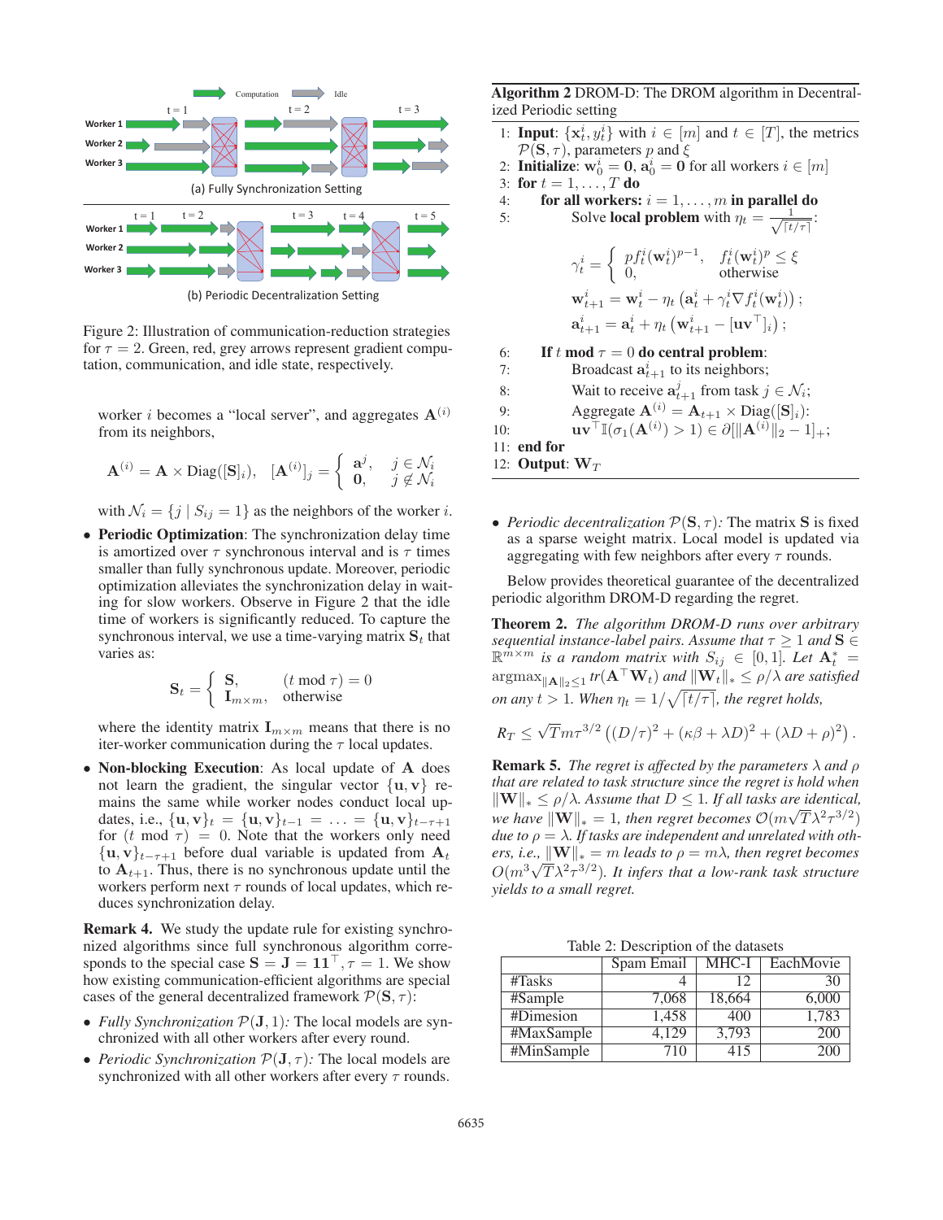Figure 2: Illustration of communication-reduction strategies for $\tau = 2$. Green, red, grey arrows represent gradient computation, communication, and idle state, respectively.

worker $i$ becomes a "local server", and aggregates $\mathbf{A}^{(i)}$ from its neighbors,

$$\mathbf{A}^{(i)} = \mathbf{A} \times \text{Diag}([\mathbf{S}]_i), \quad [\mathbf{A}^{(i)}]_j = \begin{cases} \mathbf{a}^j, & j \in \mathcal{N}_i \\ \mathbf{0}, & j \notin \mathcal{N}_i \end{cases}$$

with $\mathcal{N}_i = \{j \mid S_{ij} = 1\}$ as the neighbors of the worker $i$.

- **Periodic Optimization**: The synchronization delay time is amortized over $\tau$ synchronous interval and is $\tau$ times smaller than fully synchronous update. Moreover, periodic optimization alleviates the synchronization delay in waiting for slow workers. Observe in Figure 2 that the idle time of workers is significantly reduced. To capture the synchronous interval, we use a time-varying matrix $\mathbf{S}_t$ that varies as:

$$\mathbf{S}_t = \begin{cases} \mathbf{S}, & (t \bmod \tau) = 0 \\ \mathbf{I}_{m \times m}, & \text{otherwise} \end{cases}$$

where the identity matrix $\mathbf{I}_{m \times m}$ means that there is no iter-worker communication during the $\tau$ local updates.

- **Non-blocking Execution**: As local update of $\mathbf{A}$ does not learn the gradient, the singular vector $\{\mathbf{u}, \mathbf{v}\}$ remains the same while worker nodes conduct local updates, i.e., $\{\mathbf{u}, \mathbf{v}\}_t = \{\mathbf{u}, \mathbf{v}\}_{t-1} = \ldots = \{\mathbf{u}, \mathbf{v}\}_{t-\tau+1}$ for $(t \bmod \tau) = 0$. Note that the workers only need $\{\mathbf{u}, \mathbf{v}\}_{t-\tau+1}$ before dual variable is updated from $\mathbf{A}_t$ to $\mathbf{A}_{t+1}$. Thus, there is no synchronous update until the workers perform next $\tau$ rounds of local updates, which reduces synchronization delay.

**Remark 4.** We study the update rule for existing synchronized algorithms since full synchronous algorithm corresponds to the special case $\mathbf{S} = \mathbf{J} = \mathbf{1}\mathbf{1}^\top, \tau = 1$. We show how existing communication-efficient algorithms are special cases of the general decentralized framework $\mathcal{P}(\mathbf{S}, \tau)$:

- *Fully Synchronization $\mathcal{P}(\mathbf{J}, 1)$: The local models are synchronized with all other workers after every round.*
- *Periodic Synchronization $\mathcal{P}(\mathbf{J}, \tau)$: The local models are synchronized with all other workers after every $\tau$ rounds.*

**Algorithm 2** DROM-D: The DROM algorithm in Decentralized Periodic setting

1: **Input**: $\{\mathbf{x}_t^i, y_t^i\}$ with $i \in [m]$ and $t \in [T]$, the metrics $\mathcal{P}(\mathbf{S}, \tau)$, parameters $p$ and $\xi$
2: **Initialize**: $\mathbf{w}_0^i = \mathbf{0}$, $\mathbf{a}_0^i = \mathbf{0}$ for all workers $i \in [m]$
3: **for** $t = 1, \ldots, T$ **do**
4: &nbsp;&nbsp;&nbsp;&nbsp;**for all workers:** $i = 1, \ldots, m$ **in parallel do**
5: &nbsp;&nbsp;&nbsp;&nbsp;&nbsp;&nbsp;&nbsp;&nbsp;Solve **local problem** with $\eta_t = \frac{1}{\sqrt{\lceil t/\tau \rceil}}$:

$$\gamma_t^i = \begin{cases} p f_t^i(\mathbf{w}_t^i)^{p-1}, & f_t^i(\mathbf{w}_t^i)^p \le \xi \\ 0, & \text{otherwise} \end{cases}$$

$$\mathbf{w}_{t+1}^i = \mathbf{w}_t^i - \eta_t \left(\mathbf{a}_t^i + \gamma_t^i \nabla f_t^i(\mathbf{w}_t^i)\right);$$

$$\mathbf{a}_{t+1}^i = \mathbf{a}_t^i + \eta_t \left(\mathbf{w}_{t+1}^i - [\mathbf{u}\mathbf{v}^\top]_i\right);$$

6: &nbsp;&nbsp;&nbsp;&nbsp;**If** $t \bmod \tau = 0$ **do central problem**:
7: &nbsp;&nbsp;&nbsp;&nbsp;&nbsp;&nbsp;&nbsp;&nbsp;Broadcast $\mathbf{a}_{t+1}^i$ to its neighbors;
8: &nbsp;&nbsp;&nbsp;&nbsp;&nbsp;&nbsp;&nbsp;&nbsp;Wait to receive $\mathbf{a}_{t+1}^j$ from task $j \in \mathcal{N}_i$;
9: &nbsp;&nbsp;&nbsp;&nbsp;&nbsp;&nbsp;&nbsp;&nbsp;Aggregate $\mathbf{A}^{(i)} = \mathbf{A}_{t+1} \times \text{Diag}([\mathbf{S}]_i)$:
10: &nbsp;&nbsp;&nbsp;&nbsp;&nbsp;&nbsp;&nbsp;$\mathbf{u}\mathbf{v}^\top \mathbb{I}(\sigma_1(\mathbf{A}^{(i)}) > 1) \in \partial[\|\mathbf{A}^{(i)}\|_2 - 1]_+$;
11: **end for**
12: **Output**: $\mathbf{W}_T$

- *Periodic decentralization $\mathcal{P}(\mathbf{S}, \tau)$: The matrix $\mathbf{S}$ is fixed as a sparse weight matrix. Local model is updated via aggregating with few neighbors after every $\tau$ rounds.*

Below provides theoretical guarantee of the decentralized periodic algorithm DROM-D regarding the regret.

**Theorem 2.** *The algorithm DROM-D runs over arbitrary sequential instance-label pairs. Assume that $\tau \ge 1$ and $\mathbf{S} \in \mathbb{R}^{m \times m}$ is a random matrix with $S_{ij} \in [0, 1]$. Let $\mathbf{A}_t^* = \text{argmax}_{\|\mathbf{A}\|_2 \le 1} tr(\mathbf{A}^\top \mathbf{W}_t)$ and $\|\mathbf{W}_t\|_* \le \rho/\lambda$ are satisfied on any $t > 1$. When $\eta_t = 1/\sqrt{\lceil t/\tau \rceil}$, the regret holds,*

$$R_T \le \sqrt{T} m \tau^{3/2} \left((D/\tau)^2 + (\kappa\beta + \lambda D)^2 + (\lambda D + \rho)^2\right).$$

**Remark 5.** *The regret is affected by the parameters $\lambda$ and $\rho$ that are related to task structure since the regret is hold when $\|\mathbf{W}\|_* \le \rho/\lambda$. Assume that $D \le 1$. If all tasks are identical, we have $\|\mathbf{W}\|_* = 1$, then regret becomes $\mathcal{O}(m\sqrt{T}\lambda^2\tau^{3/2})$ due to $\rho = \lambda$. If tasks are independent and unrelated with others, i.e., $\|\mathbf{W}\|_* = m$ leads to $\rho = m\lambda$, then regret becomes $O(m^3\sqrt{T}\lambda^2\tau^{3/2})$. It infers that a low-rank task structure yields to a small regret.*

Table 2: Description of the datasets

| | Spam Email | MHC-I | EachMovie |
|---|---|---|---|
| #Tasks | 4 | 12 | 30 |
| #Sample | 7,068 | 18,664 | 6,000 |
| #Dimesion | 1,458 | 400 | 1,783 |
| #MaxSample | 4,129 | 3,793 | 200 |
| #MinSample | 710 | 415 | 200 |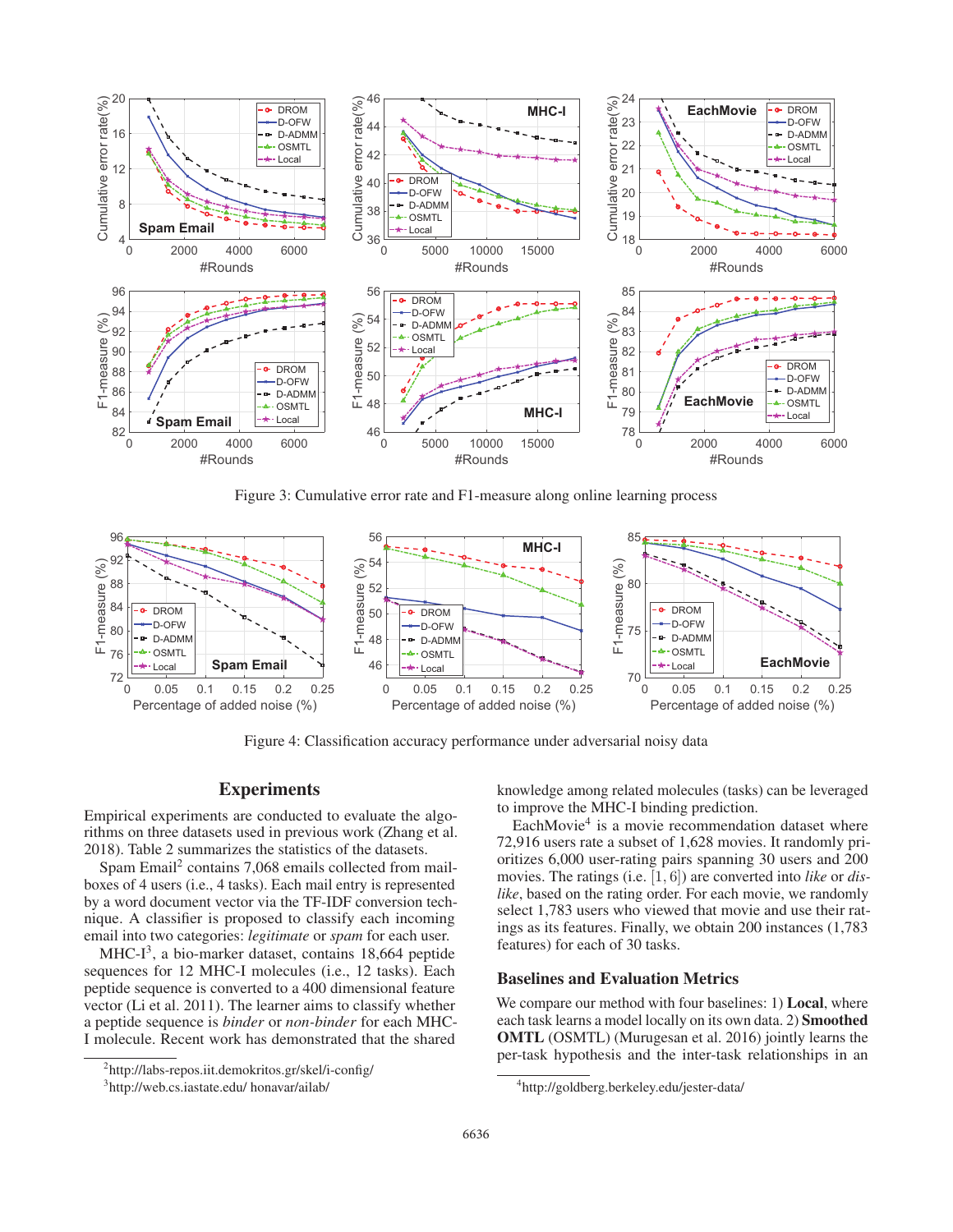Figure 3: Cumulative error rate and F1-measure along online learning process

Figure 4: Classification accuracy performance under adversarial noisy data

## Experiments

Empirical experiments are conducted to evaluate the algorithms on three datasets used in previous work (Zhang et al. 2018). Table 2 summarizes the statistics of the datasets.

Spam Email[2] contains 7,068 emails collected from mailboxes of 4 users (i.e., 4 tasks). Each mail entry is represented by a word document vector via the TF-IDF conversion technique. A classifier is proposed to classify each incoming email into two categories: *legitimate* or *spam* for each user.

MHC-I[3], a bio-marker dataset, contains 18,664 peptide sequences for 12 MHC-I molecules (i.e., 12 tasks). Each peptide sequence is converted to a 400 dimensional feature vector (Li et al. 2011). The learner aims to classify whether a peptide sequence is *binder* or *non-binder* for each MHC-I molecule. Recent work has demonstrated that the shared knowledge among related molecules (tasks) can be leveraged to improve the MHC-I binding prediction.

EachMovie[4] is a movie recommendation dataset where 72,916 users rate a subset of 1,628 movies. It randomly prioritizes 6,000 user-rating pairs spanning 30 users and 200 movies. The ratings (i.e. [1, 6]) are converted into *like* or *dislike*, based on the rating order. For each movie, we randomly select 1,783 users who viewed that movie and use their ratings as its features. Finally, we obtain 200 instances (1,783 features) for each of 30 tasks.

### Baselines and Evaluation Metrics

We compare our method with four baselines: 1) **Local**, where each task learns a model locally on its own data. 2) **Smoothed OMTL** (OSMTL) (Murugesan et al. 2016) jointly learns the per-task hypothesis and the inter-task relationships in an

[2] http://labs-repos.iit.demokritos.gr/skel/i-config/

[3] http://web.cs.iastate.edu/ honavar/ailab/

[4] http://goldberg.berkeley.edu/jester-data/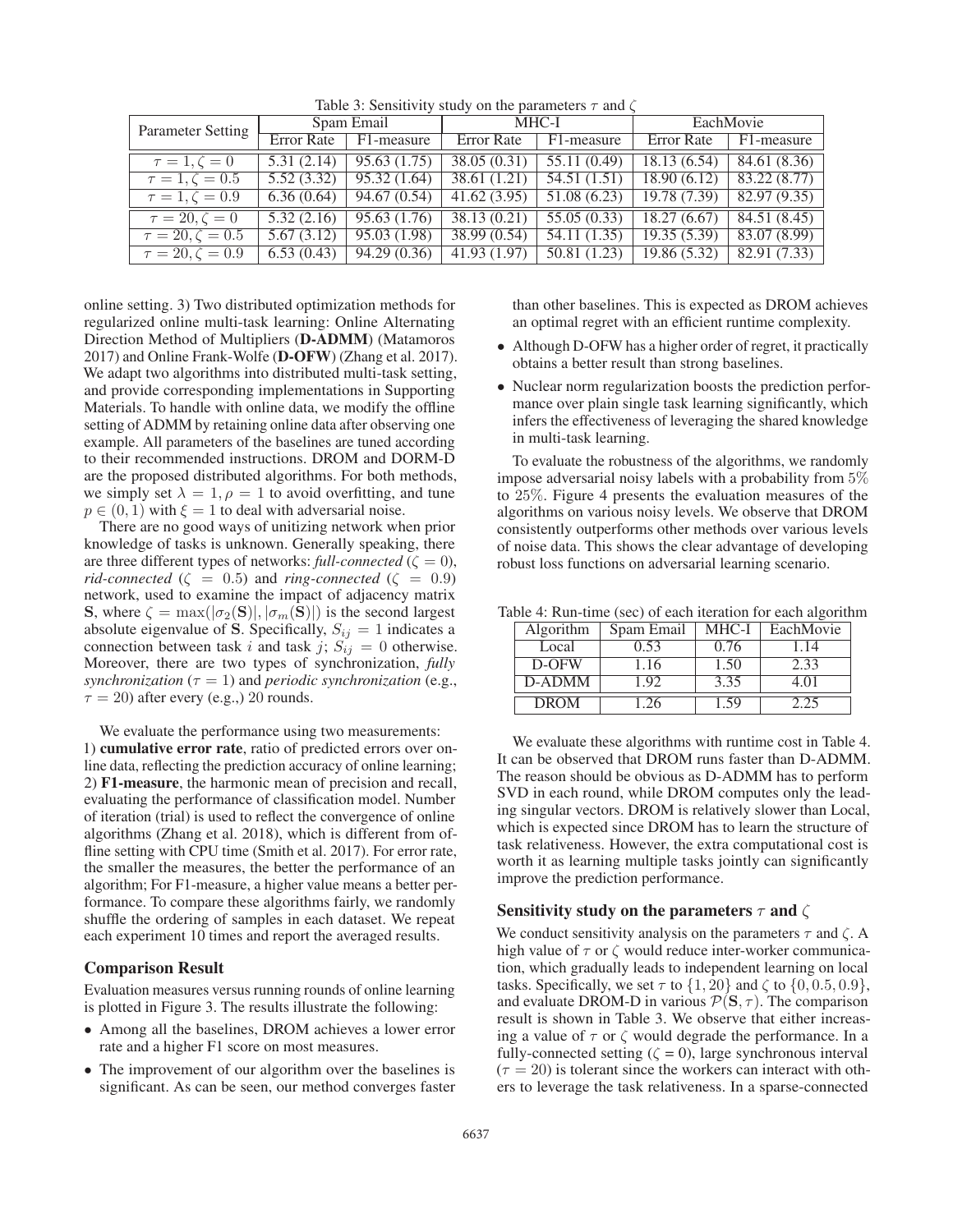Table 3: Sensitivity study on the parameters $\tau$ and $\zeta$

| Parameter Setting | Spam Email | | MHC-I | | EachMovie | |
|---|---|---|---|---|---|---|
| | Error Rate | F1-measure | Error Rate | F1-measure | Error Rate | F1-measure |
| $\tau = 1, \zeta = 0$ | 5.31 (2.14) | 95.63 (1.75) | 38.05 (0.31) | 55.11 (0.49) | 18.13 (6.54) | 84.61 (8.36) |
| $\tau = 1, \zeta = 0.5$ | 5.52 (3.32) | 95.32 (1.64) | 38.61 (1.21) | 54.51 (1.51) | 18.90 (6.12) | 83.22 (8.77) |
| $\tau = 1, \zeta = 0.9$ | 6.36 (0.64) | 94.67 (0.54) | 41.62 (3.95) | 51.08 (6.23) | 19.78 (7.39) | 82.97 (9.35) |
| $\tau = 20, \zeta = 0$ | 5.32 (2.16) | 95.63 (1.76) | 38.13 (0.21) | 55.05 (0.33) | 18.27 (6.67) | 84.51 (8.45) |
| $\tau = 20, \zeta = 0.5$ | 5.67 (3.12) | 95.03 (1.98) | 38.99 (0.54) | 54.11 (1.35) | 19.35 (5.39) | 83.07 (8.99) |
| $\tau = 20, \zeta = 0.9$ | 6.53 (0.43) | 94.29 (0.36) | 41.93 (1.97) | 50.81 (1.23) | 19.86 (5.32) | 82.91 (7.33) |

online setting. 3) Two distributed optimization methods for regularized online multi-task learning: Online Alternating Direction Method of Multipliers (**D-ADMM**) (Matamoros 2017) and Online Frank-Wolfe (**D-OFW**) (Zhang et al. 2017). We adapt two algorithms into distributed multi-task setting, and provide corresponding implementations in Supporting Materials. To handle with online data, we modify the offline setting of ADMM by retaining online data after observing one example. All parameters of the baselines are tuned according to their recommended instructions. DROM and DORM-D are the proposed distributed algorithms. For both methods, we simply set $\lambda = 1, \rho = 1$ to avoid overfitting, and tune $p \in (0, 1)$ with $\xi = 1$ to deal with adversarial noise.

There are no good ways of unitizing network when prior knowledge of tasks is unknown. Generally speaking, there are three different types of networks: *full-connected* ($\zeta = 0$), *rid-connected* ($\zeta = 0.5$) and *ring-connected* ($\zeta = 0.9$) network, used to examine the impact of adjacency matrix $\mathbf{S}$, where $\zeta = \max(|\sigma_2(\mathbf{S})|, |\sigma_m(\mathbf{S})|)$ is the second largest absolute eigenvalue of $\mathbf{S}$. Specifically, $S_{ij} = 1$ indicates a connection between task $i$ and task $j$; $S_{ij} = 0$ otherwise. Moreover, there are two types of synchronization, *fully synchronization* ($\tau = 1$) and *periodic synchronization* (e.g., $\tau = 20$) after every (e.g.,) 20 rounds.

We evaluate the performance using two measurements: 1) **cumulative error rate**, ratio of predicted errors over online data, reflecting the prediction accuracy of online learning; 2) **F1-measure**, the harmonic mean of precision and recall, evaluating the performance of classification model. Number of iteration (trial) is used to reflect the convergence of online algorithms (Zhang et al. 2018), which is different from offline setting with CPU time (Smith et al. 2017). For error rate, the smaller the measures, the better the performance of an algorithm; For F1-measure, a higher value means a better performance. To compare these algorithms fairly, we randomly shuffle the ordering of samples in each dataset. We repeat each experiment 10 times and report the averaged results.

### Comparison Result

Evaluation measures versus running rounds of online learning is plotted in Figure 3. The results illustrate the following:

- Among all the baselines, DROM achieves a lower error rate and a higher F1 score on most measures.
- The improvement of our algorithm over the baselines is significant. As can be seen, our method converges faster than other baselines. This is expected as DROM achieves an optimal regret with an efficient runtime complexity.
- Although D-OFW has a higher order of regret, it practically obtains a better result than strong baselines.
- Nuclear norm regularization boosts the prediction performance over plain single task learning significantly, which infers the effectiveness of leveraging the shared knowledge in multi-task learning.

To evaluate the robustness of the algorithms, we randomly impose adversarial noisy labels with a probability from 5% to 25%. Figure 4 presents the evaluation measures of the algorithms on various noisy levels. We observe that DROM consistently outperforms other methods over various levels of noise data. This shows the clear advantage of developing robust loss functions on adversarial learning scenario.

Table 4: Run-time (sec) of each iteration for each algorithm

| Algorithm | Spam Email | MHC-I | EachMovie |
|---|---|---|---|
| Local | 0.53 | 0.76 | 1.14 |
| D-OFW | 1.16 | 1.50 | 2.33 |
| D-ADMM | 1.92 | 3.35 | 4.01 |
| DROM | 1.26 | 1.59 | 2.25 |

We evaluate these algorithms with runtime cost in Table 4. It can be observed that DROM runs faster than D-ADMM. The reason should be obvious as D-ADMM has to perform SVD in each round, while DROM computes only the leading singular vectors. DROM is relatively slower than Local, which is expected since DROM has to learn the structure of task relativeness. However, the extra computational cost is worth it as learning multiple tasks jointly can significantly improve the prediction performance.

### Sensitivity study on the parameters $\tau$ and $\zeta$

We conduct sensitivity analysis on the parameters $\tau$ and $\zeta$. A high value of $\tau$ or $\zeta$ would reduce inter-worker communication, which gradually leads to independent learning on local tasks. Specifically, we set $\tau$ to $\{1, 20\}$ and $\zeta$ to $\{0, 0.5, 0.9\}$, and evaluate DROM-D in various $\mathcal{P}(\mathbf{S}, \tau)$. The comparison result is shown in Table 3. We observe that either increasing a value of $\tau$ or $\zeta$ would degrade the performance. In a fully-connected setting ($\zeta$ = 0), large synchronous interval ($\tau = 20$) is tolerant since the workers can interact with others to leverage the task relativeness. In a sparse-connected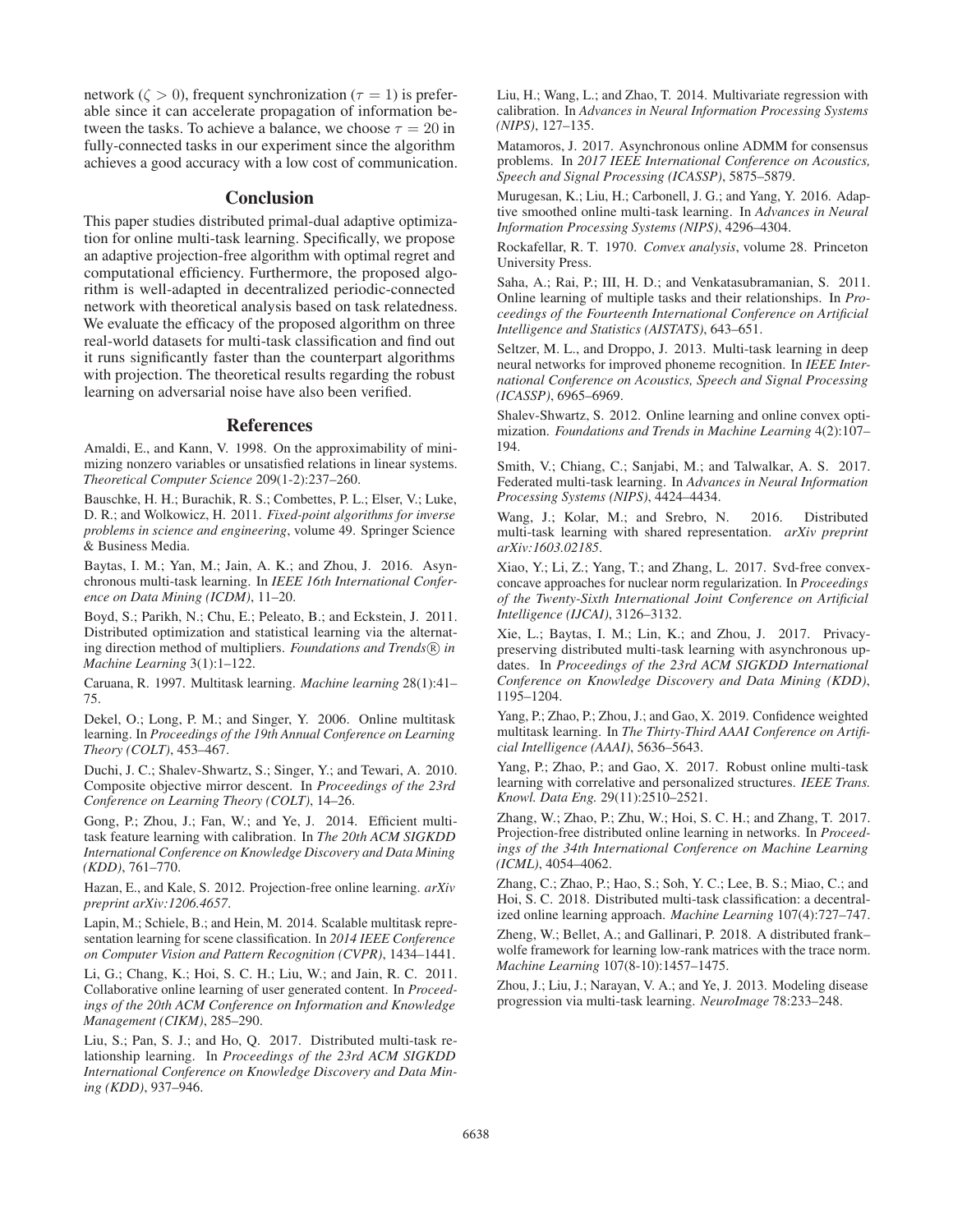network ($\zeta > 0$), frequent synchronization ($\tau = 1$) is preferable since it can accelerate propagation of information between the tasks. To achieve a balance, we choose $\tau = 20$ in fully-connected tasks in our experiment since the algorithm achieves a good accuracy with a low cost of communication.

## Conclusion

This paper studies distributed primal-dual adaptive optimization for online multi-task learning. Specifically, we propose an adaptive projection-free algorithm with optimal regret and computational efficiency. Furthermore, the proposed algorithm is well-adapted in decentralized periodic-connected network with theoretical analysis based on task relatedness. We evaluate the efficacy of the proposed algorithm on three real-world datasets for multi-task classification and find out it runs significantly faster than the counterpart algorithms with projection. The theoretical results regarding the robust learning on adversarial noise have also been verified.

## References

Amaldi, E., and Kann, V. 1998. On the approximability of minimizing nonzero variables or unsatisfied relations in linear systems. *Theoretical Computer Science* 209(1-2):237–260.

Bauschke, H. H.; Burachik, R. S.; Combettes, P. L.; Elser, V.; Luke, D. R.; and Wolkowicz, H. 2011. *Fixed-point algorithms for inverse problems in science and engineering*, volume 49. Springer Science & Business Media.

Baytas, I. M.; Yan, M.; Jain, A. K.; and Zhou, J. 2016. Asynchronous multi-task learning. In *IEEE 16th International Conference on Data Mining (ICDM)*, 11–20.

Boyd, S.; Parikh, N.; Chu, E.; Peleato, B.; and Eckstein, J. 2011. Distributed optimization and statistical learning via the alternating direction method of multipliers. *Foundations and Trends® in Machine Learning* 3(1):1–122.

Caruana, R. 1997. Multitask learning. *Machine learning* 28(1):41–75.

Dekel, O.; Long, P. M.; and Singer, Y. 2006. Online multitask learning. In *Proceedings of the 19th Annual Conference on Learning Theory (COLT)*, 453–467.

Duchi, J. C.; Shalev-Shwartz, S.; Singer, Y.; and Tewari, A. 2010. Composite objective mirror descent. In *Proceedings of the 23rd Conference on Learning Theory (COLT)*, 14–26.

Gong, P.; Zhou, J.; Fan, W.; and Ye, J. 2014. Efficient multi-task feature learning with calibration. In *The 20th ACM SIGKDD International Conference on Knowledge Discovery and Data Mining (KDD)*, 761–770.

Hazan, E., and Kale, S. 2012. Projection-free online learning. *arXiv preprint arXiv:1206.4657*.

Lapin, M.; Schiele, B.; and Hein, M. 2014. Scalable multitask representation learning for scene classification. In *2014 IEEE Conference on Computer Vision and Pattern Recognition (CVPR)*, 1434–1441.

Li, G.; Chang, K.; Hoi, S. C. H.; Liu, W.; and Jain, R. C. 2011. Collaborative online learning of user generated content. In *Proceedings of the 20th ACM Conference on Information and Knowledge Management (CIKM)*, 285–290.

Liu, S.; Pan, S. J.; and Ho, Q. 2017. Distributed multi-task relationship learning. In *Proceedings of the 23rd ACM SIGKDD International Conference on Knowledge Discovery and Data Mining (KDD)*, 937–946.

Liu, H.; Wang, L.; and Zhao, T. 2014. Multivariate regression with calibration. In *Advances in Neural Information Processing Systems (NIPS)*, 127–135.

Matamoros, J. 2017. Asynchronous online ADMM for consensus problems. In *2017 IEEE International Conference on Acoustics, Speech and Signal Processing (ICASSP)*, 5875–5879.

Murugesan, K.; Liu, H.; Carbonell, J. G.; and Yang, Y. 2016. Adaptive smoothed online multi-task learning. In *Advances in Neural Information Processing Systems (NIPS)*, 4296–4304.

Rockafellar, R. T. 1970. *Convex analysis*, volume 28. Princeton University Press.

Saha, A.; Rai, P.; III, H. D.; and Venkatasubramanian, S. 2011. Online learning of multiple tasks and their relationships. In *Proceedings of the Fourteenth International Conference on Artificial Intelligence and Statistics (AISTATS)*, 643–651.

Seltzer, M. L., and Droppo, J. 2013. Multi-task learning in deep neural networks for improved phoneme recognition. In *IEEE International Conference on Acoustics, Speech and Signal Processing (ICASSP)*, 6965–6969.

Shalev-Shwartz, S. 2012. Online learning and online convex optimization. *Foundations and Trends in Machine Learning* 4(2):107–194.

Smith, V.; Chiang, C.; Sanjabi, M.; and Talwalkar, A. S. 2017. Federated multi-task learning. In *Advances in Neural Information Processing Systems (NIPS)*, 4424–4434.

Wang, J.; Kolar, M.; and Srebro, N. 2016. Distributed multi-task learning with shared representation. *arXiv preprint arXiv:1603.02185*.

Xiao, Y.; Li, Z.; Yang, T.; and Zhang, L. 2017. Svd-free convex-concave approaches for nuclear norm regularization. In *Proceedings of the Twenty-Sixth International Joint Conference on Artificial Intelligence (IJCAI)*, 3126–3132.

Xie, L.; Baytas, I. M.; Lin, K.; and Zhou, J. 2017. Privacy-preserving distributed multi-task learning with asynchronous updates. In *Proceedings of the 23rd ACM SIGKDD International Conference on Knowledge Discovery and Data Mining (KDD)*, 1195–1204.

Yang, P.; Zhao, P.; Zhou, J.; and Gao, X. 2019. Confidence weighted multitask learning. In *The Thirty-Third AAAI Conference on Artificial Intelligence (AAAI)*, 5636–5643.

Yang, P.; Zhao, P.; and Gao, X. 2017. Robust online multi-task learning with correlative and personalized structures. *IEEE Trans. Knowl. Data Eng.* 29(11):2510–2521.

Zhang, W.; Zhao, P.; Zhu, W.; Hoi, S. C. H.; and Zhang, T. 2017. Projection-free distributed online learning in networks. In *Proceedings of the 34th International Conference on Machine Learning (ICML)*, 4054–4062.

Zhang, C.; Zhao, P.; Hao, S.; Soh, Y. C.; Lee, B. S.; Miao, C.; and Hoi, S. C. 2018. Distributed multi-task classification: a decentralized online learning approach. *Machine Learning* 107(4):727–747.

Zheng, W.; Bellet, A.; and Gallinari, P. 2018. A distributed frank–wolfe framework for learning low-rank matrices with the trace norm. *Machine Learning* 107(8-10):1457–1475.

Zhou, J.; Liu, J.; Narayan, V. A.; and Ye, J. 2013. Modeling disease progression via multi-task learning. *NeuroImage* 78:233–248.